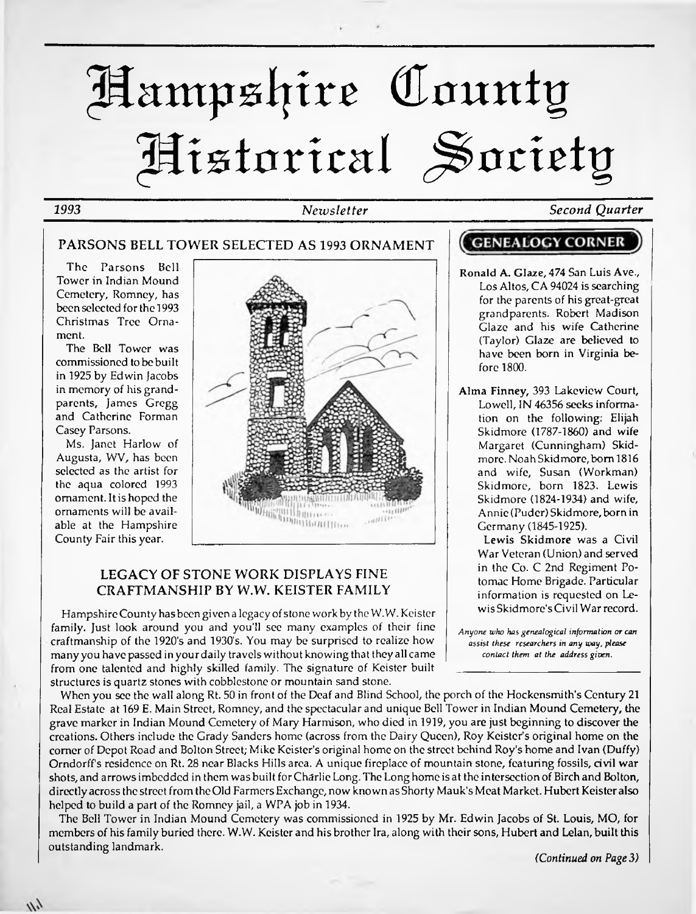# Hampshire County Historical Society

*1993* *Newsletter* *Second Quarter*

## PARSONS BELL TOWER SELECTED AS 1993 ORNAMENT

The Parsons Bell Tower in Indian Mound Cemetery, Romney, has been selected for the 1993 Christmas Tree Ornament.

The Bell Tower was commissioned to be built in 1925 by Edwin Jacobs in memory of his grandparents, James Gregg and Catherine Forman Casey Parsons.

Ms. Janet Harlow of Augusta, WV, has been selected as the artist for the aqua colored 1993 ornament. It is hoped the ornaments will be available at the Hampshire County Fair this year.

## LEGACY OF STONE WORK DISPLAYS FINE CRAFTMANSHIP BY W.W. KEISTER FAMILY

Hampshire County has been given a legacy of stone work by the W.W. Keister family. Just look around you and you'll see many examples of their fine craftmanship of the 1920's and 1930's. You may be surprised to realize how many you have passed in your daily travels without knowing that they all came from one talented and highly skilled family. The signature of Keister built structures is quartz stones with cobblestone or mountain sand stone.

When you see the wall along Rt. 50 in front of the Deaf and Blind School, the porch of the Hockensmith's Century 21 Real Estate at 169 E. Main Street, Romney, and the spectacular and unique Bell Tower in Indian Mound Cemetery, the grave marker in Indian Mound Cemetery of Mary Harmison, who died in 1919, you are just beginning to discover the creations. Others include the Grady Sanders home (across from the Dairy Queen), Roy Keister's original home on the corner of Depot Road and Bolton Street; Mike Keister's original home on the street behind Roy's home and Ivan (Duffy) Orndorff's residence on Rt. 28 near Blacks Hills area. A unique fireplace of mountain stone, featuring fossils, civil war shots, and arrows imbedded in them was built for Charlie Long. The Long home is at the intersection of Birch and Bolton, directly across the street from the Old Farmers Exchange, now known as Shorty Mauk's Meat Market. Hubert Keister also helped to build a part of the Romney jail, a WPA job in 1934.

The Bell Tower in Indian Mound Cemetery was commissioned in 1925 by Mr. Edwin Jacobs of St. Louis, MO, for members of his family buried there. W.W. Keister and his brother Ira, along with their sons, Hubert and Lelan, built this outstanding landmark.

*(Continued on Page 3)*

## GENEALOGY CORNER

**Ronald A. Glaze,** 474 San Luis Ave., Los Altos, CA 94024 is searching for the parents of his great-great grandparents. Robert Madison Glaze and his wife Catherine (Taylor) Glaze are believed to have been born in Virginia before 1800.

**Alma Finney,** 393 Lakeview Court, Lowell, IN 46356 seeks information on the following: Elijah Skidmore (1787-1860) and wife Margaret (Cunningham) Skidmore. Noah Skidmore, born 1816 and wife, Susan (Workman) Skidmore, born 1823. Lewis Skidmore (1824-1934) and wife, Annie (Puder) Skidmore, born in Germany (1845-1925).

Lewis Skidmore was a Civil War Veteran (Union) and served in the Co. C 2nd Regiment Potomac Home Brigade. Particular information is requested on Lewis Skidmore's Civil War record.

*Anyone who has genealogical information or can assist these researchers in any way, please contact them at the address given.*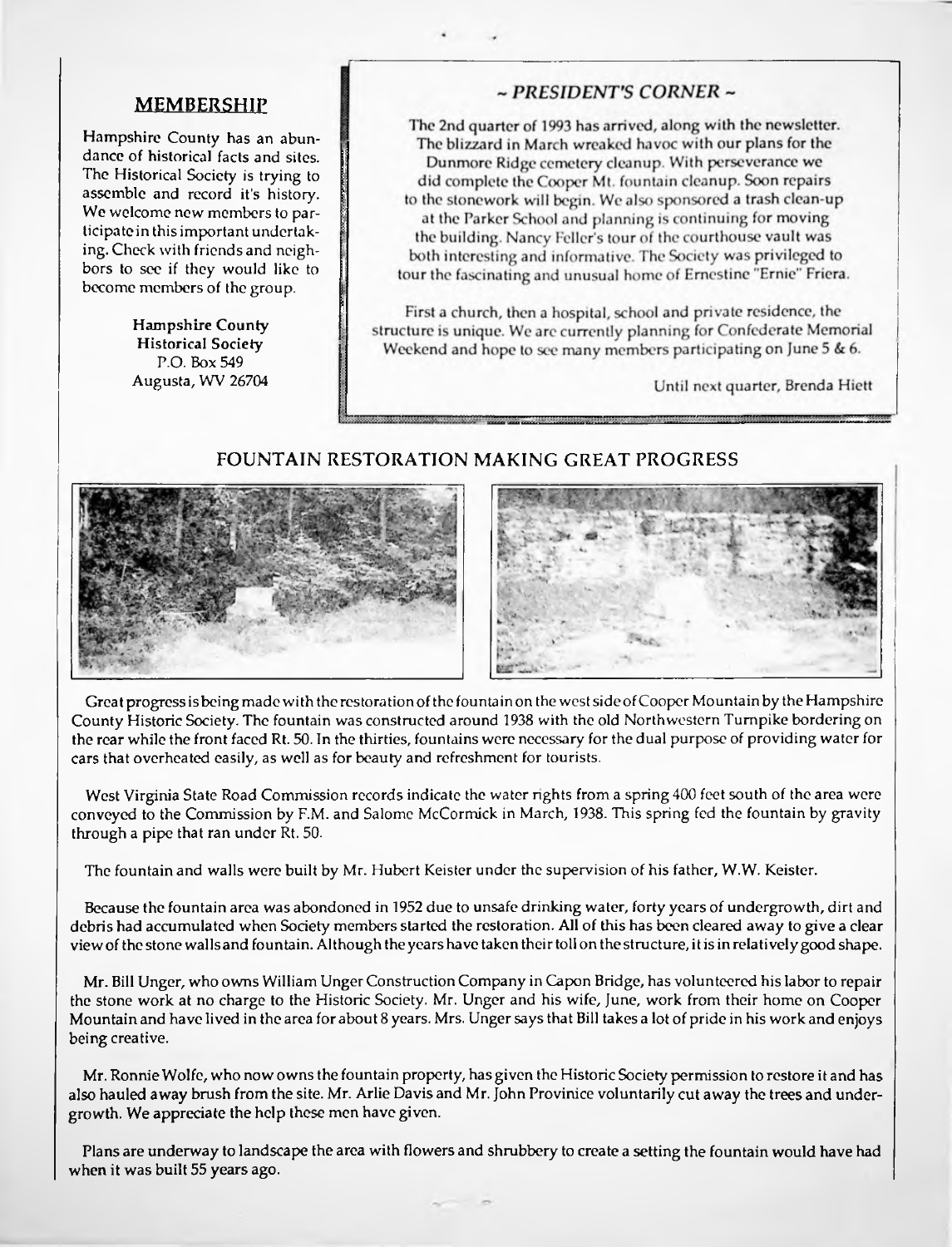## MEMBERSHIP

Hampshire County has an abundance of historical facts and sites. The Historical Society is trying to assemble and record it's history. We welcome new members to participate in this important undertaking. Check with friends and neighbors to see if they would like to become members of the group.

**Hampshire County Historical Society**
P.O. Box 549
Augusta, WV 26704

## *~ PRESIDENT'S CORNER ~*

The 2nd quarter of 1993 has arrived, along with the newsletter. The blizzard in March wreaked havoc with our plans for the Dunmore Ridge cemetery cleanup. With perseverance we did complete the Cooper Mt. fountain cleanup. Soon repairs to the stonework will begin. We also sponsored a trash clean-up at the Parker School and planning is continuing for moving the building. Nancy Feller's tour of the courthouse vault was both interesting and informative. The Society was privileged to tour the fascinating and unusual home of Ernestine "Ernie" Friera.

First a church, then a hospital, school and private residence, the structure is unique. We are currently planning for Confederate Memorial Weekend and hope to see many members participating on June 5 & 6.

Until next quarter, Brenda Hiett

## FOUNTAIN RESTORATION MAKING GREAT PROGRESS

Great progress is being made with the restoration of the fountain on the west side of Cooper Mountain by the Hampshire County Historic Society. The fountain was constructed around 1938 with the old Northwestern Turnpike bordering on the rear while the front faced Rt. 50. In the thirties, fountains were necessary for the dual purpose of providing water for cars that overheated easily, as well as for beauty and refreshment for tourists.

West Virginia State Road Commission records indicate the water rights from a spring 400 feet south of the area were conveyed to the Commission by F.M. and Salome McCormick in March, 1938. This spring fed the fountain by gravity through a pipe that ran under Rt. 50.

The fountain and walls were built by Mr. Hubert Keister under the supervision of his father, W.W. Keister.

Because the fountain area was abondoned in 1952 due to unsafe drinking water, forty years of undergrowth, dirt and debris had accumulated when Society members started the restoration. All of this has been cleared away to give a clear view of the stone walls and fountain. Although the years have taken their toll on the structure, it is in relatively good shape.

Mr. Bill Unger, who owns William Unger Construction Company in Capon Bridge, has volunteered his labor to repair the stone work at no charge to the Historic Society. Mr. Unger and his wife, June, work from their home on Cooper Mountain and have lived in the area for about 8 years. Mrs. Unger says that Bill takes a lot of pride in his work and enjoys being creative.

Mr. Ronnie Wolfe, who now owns the fountain property, has given the Historic Society permission to restore it and has also hauled away brush from the site. Mr. Arlie Davis and Mr. John Provinice voluntarily cut away the trees and undergrowth. We appreciate the help these men have given.

Plans are underway to landscape the area with flowers and shrubbery to create a setting the fountain would have had when it was built 55 years ago.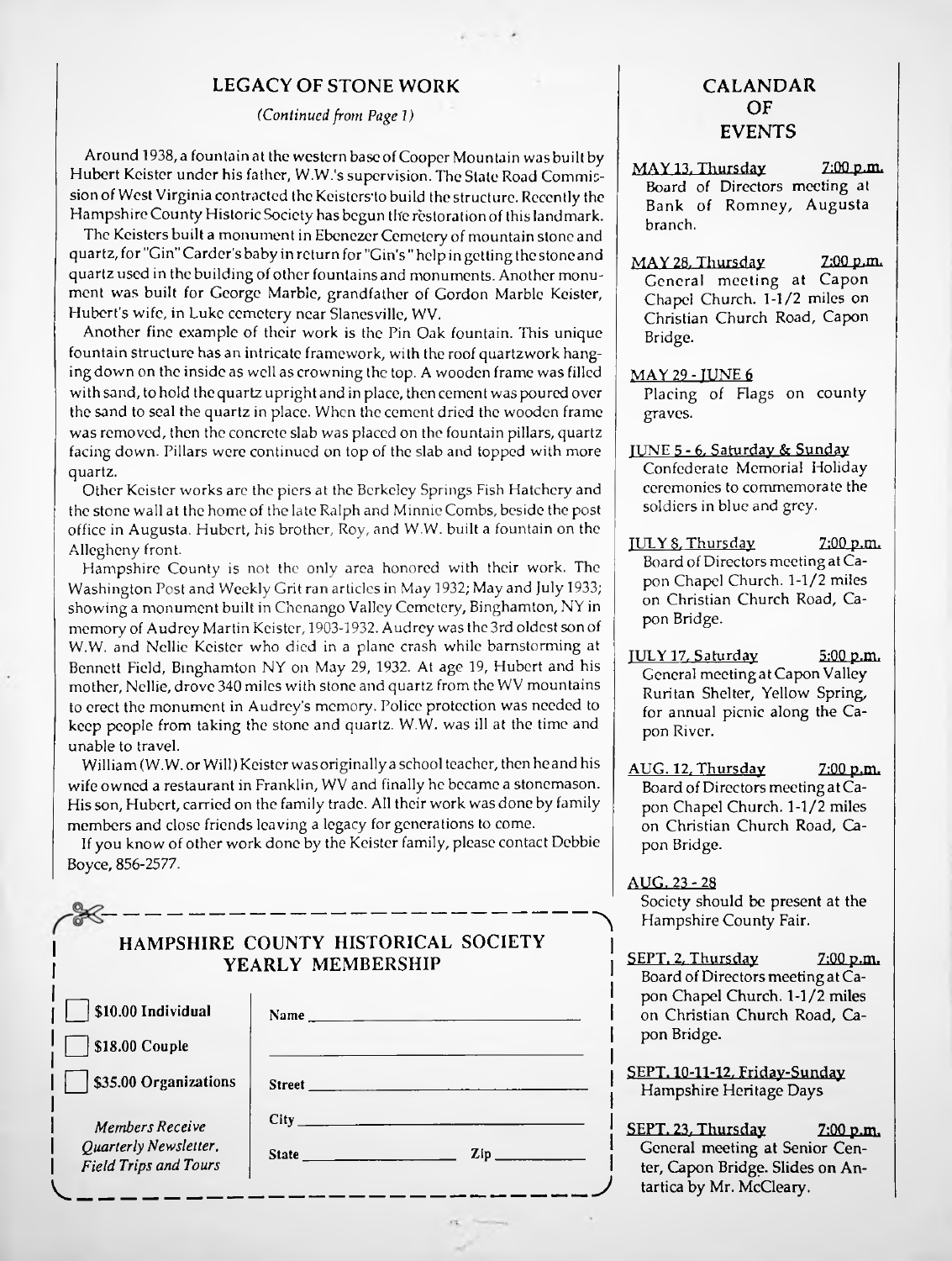## LEGACY OF STONE WORK

*(Continued from Page 1)*

Around 1938, a fountain at the western base of Cooper Mountain was built by Hubert Keister under his father, W.W.'s supervision. The State Road Commission of West Virginia contracted the Keisters to build the structure. Recently the Hampshire County Historic Society has begun the restoration of this landmark.

The Keisters built a monument in Ebenezer Cemetery of mountain stone and quartz, for "Gin" Carder's baby in return for "Gin's" help in getting the stone and quartz used in the building of other fountains and monuments. Another monument was built for George Marble, grandfather of Gordon Marble Keister, Hubert's wife, in Luke cemetery near Slanesville, WV.

Another fine example of their work is the Pin Oak fountain. This unique fountain structure has an intricate framework, with the roof quartzwork hanging down on the inside as well as crowning the top. A wooden frame was filled with sand, to hold the quartz upright and in place, then cement was poured over the sand to seal the quartz in place. When the cement dried the wooden frame was removed, then the concrete slab was placed on the fountain pillars, quartz facing down. Pillars were continued on top of the slab and topped with more quartz.

Other Keister works are the piers at the Berkeley Springs Fish Hatchery and the stone wall at the home of the late Ralph and Minnie Combs, beside the post office in Augusta. Hubert, his brother, Roy, and W.W. built a fountain on the Allegheny front.

Hampshire County is not the only area honored with their work. The Washington Post and Weekly Grit ran articles in May 1932; May and July 1933; showing a monument built in Chenango Valley Cemetery, Binghamton, NY in memory of Audrey Martin Keister, 1903-1932. Audrey was the 3rd oldest son of W.W. and Nellie Keister who died in a plane crash while barnstorming at Bennett Field, Binghamton NY on May 29, 1932. At age 19, Hubert and his mother, Nellie, drove 340 miles with stone and quartz from the WV mountains to erect the monument in Audrey's memory. Police protection was needed to keep people from taking the stone and quartz. W.W. was ill at the time and unable to travel.

William (W.W. or Will) Keister was originally a school teacher, then he and his wife owned a restaurant in Franklin, WV and finally he became a stonemason. His son, Hubert, carried on the family trade. All their work was done by family members and close friends leaving a legacy for generations to come.

If you know of other work done by the Keister family, please contact Debbie Boyce, 856-2577.

---

### HAMPSHIRE COUNTY HISTORICAL SOCIETY YEARLY MEMBERSHIP

- [ ] $10.00 Individual
- [ ] $18.00 Couple
- [ ] $35.00 Organizations

*Members Receive Quarterly Newsletter, Field Trips and Tours*

Name ______________________________

______________________________

Street ______________________________

City ______________________________

State ______________ Zip __________

---

## CALANDAR OF EVENTS

**MAY 13, Thursday** 7:00 p.m.
Board of Directors meeting at Bank of Romney, Augusta branch.

**MAY 28, Thursday** 7:00 p.m.
General meeting at Capon Chapel Church. 1-1/2 miles on Christian Church Road, Capon Bridge.

**MAY 29 - JUNE 6**
Placing of Flags on county graves.

**JUNE 5 - 6, Saturday & Sunday**
Confederate Memorial Holiday ceremonies to commemorate the soldiers in blue and grey.

**JULY 8, Thursday** 7:00 p.m.
Board of Directors meeting at Capon Chapel Church. 1-1/2 miles on Christian Church Road, Capon Bridge.

**JULY 17, Saturday** 5:00 p.m.
General meeting at Capon Valley Ruritan Shelter, Yellow Spring, for annual picnic along the Capon River.

**AUG. 12, Thursday** 7:00 p.m.
Board of Directors meeting at Capon Chapel Church. 1-1/2 miles on Christian Church Road, Capon Bridge.

**AUG. 23 - 28**
Society should be present at the Hampshire County Fair.

**SEPT. 2, Thursday** 7:00 p.m.
Board of Directors meeting at Capon Chapel Church. 1-1/2 miles on Christian Church Road, Capon Bridge.

**SEPT. 10-11-12, Friday-Sunday**
Hampshire Heritage Days

**SEPT. 23, Thursday** 7:00 p.m.
General meeting at Senior Center, Capon Bridge. Slides on Antartica by Mr. McCleary.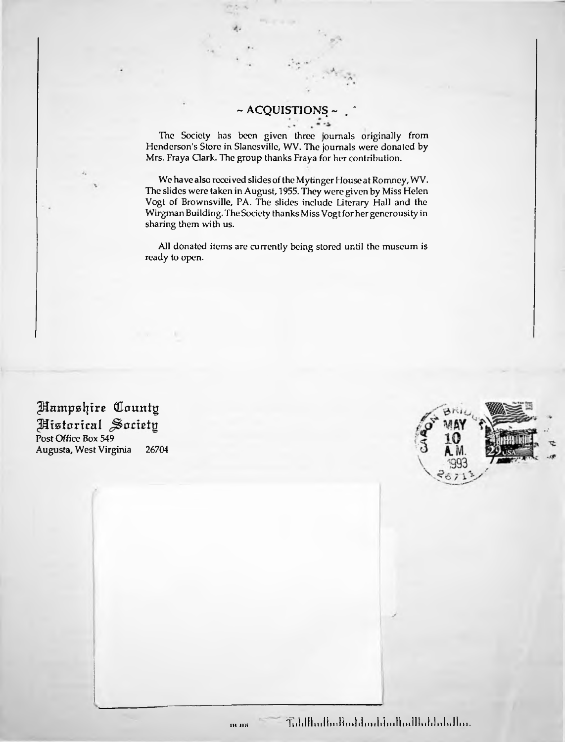## ~ ACQUISTIONS ~

The Society has been given three journals originally from Henderson's Store in Slanesville, WV. The journals were donated by Mrs. Fraya Clark. The group thanks Fraya for her contribution.

We have also received slides of the Mytinger House at Romney, WV. The slides were taken in August, 1955. They were given by Miss Helen Vogt of Brownsville, PA. The slides include Literary Hall and the Wirgman Building. The Society thanks Miss Vogt for her generousity in sharing them with us.

All donated items are currently being stored until the museum is ready to open.

Hampshire County
Historical Society
Post Office Box 549
Augusta, West Virginia 26704

CAPON BRIDGE
MAY 10 A.M.
1993
26711

29 USA